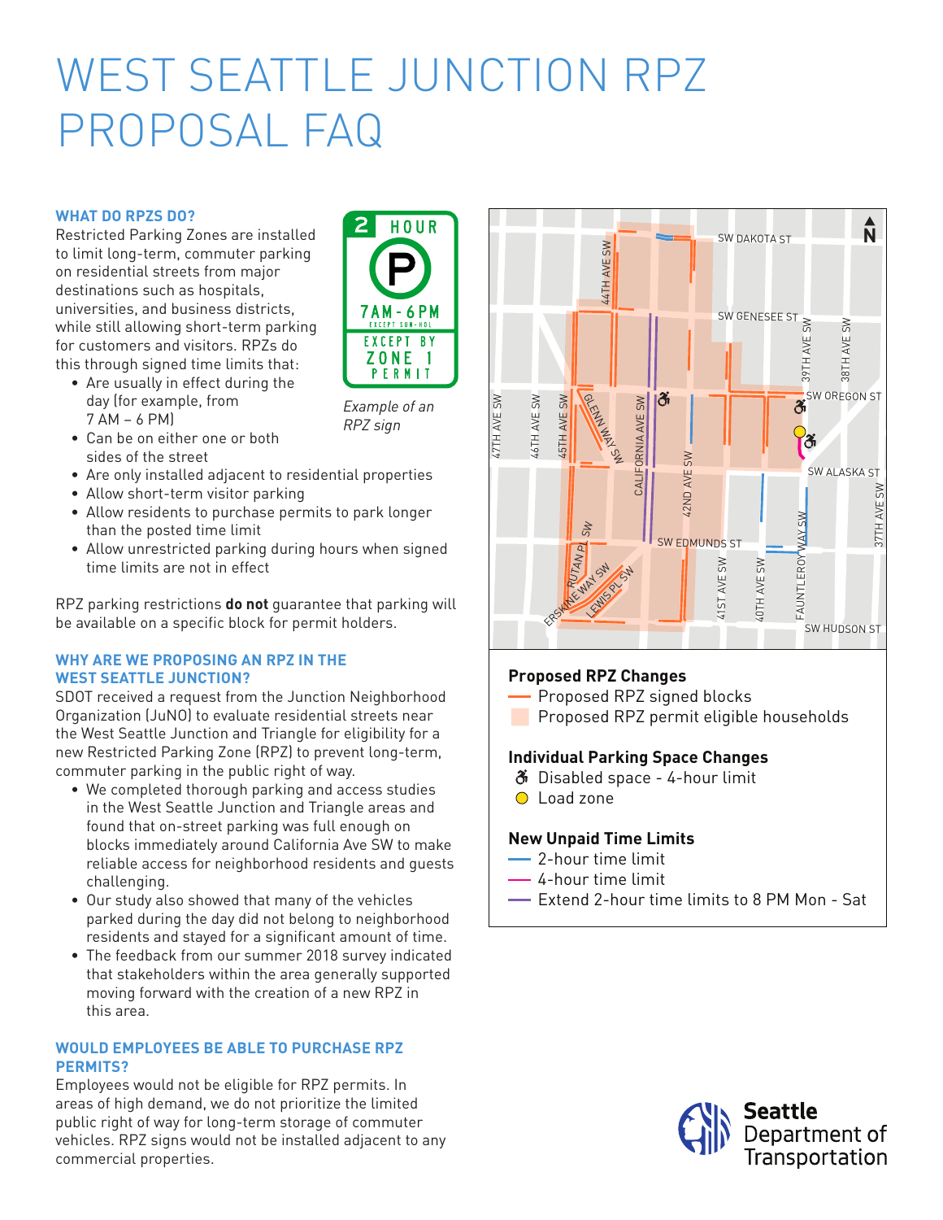# WEST SEATTLE JUNCTION RPZ PROPOSAL FAQ

### WHAT DO RPZS DO?

Restricted Parking Zones are installed to limit long-term, commuter parking on residential streets from major destinations such as hospitals, universities, and business districts, while still allowing short-term parking for customers and visitors. RPZs do this through signed time limits that:

- Are usually in effect during the day (for example, from 7 AM – 6 PM)
- Can be on either one or both sides of the street
- Are only installed adjacent to residential properties
- Allow short-term visitor parking
- Allow residents to purchase permits to park longer than the posted time limit
- Allow unrestricted parking during hours when signed time limits are not in effect

2 HOUR P 7AM-6PM EXCEPT SUN-HOL EXCEPT BY ZONE 1 PERMIT

*Example of an RPZ sign*

RPZ parking restrictions **do not** guarantee that parking will be available on a specific block for permit holders.

### WHY ARE WE PROPOSING AN RPZ IN THE WEST SEATTLE JUNCTION?

SDOT received a request from the Junction Neighborhood Organization (JuNO) to evaluate residential streets near the West Seattle Junction and Triangle for eligibility for a new Restricted Parking Zone (RPZ) to prevent long-term, commuter parking in the public right of way.

- We completed thorough parking and access studies in the West Seattle Junction and Triangle areas and found that on-street parking was full enough on blocks immediately around California Ave SW to make reliable access for neighborhood residents and guests challenging.
- Our study also showed that many of the vehicles parked during the day did not belong to neighborhood residents and stayed for a significant amount of time.
- The feedback from our summer 2018 survey indicated that stakeholders within the area generally supported moving forward with the creation of a new RPZ in this area.

### WOULD EMPLOYEES BE ABLE TO PURCHASE RPZ PERMITS?

Employees would not be eligible for RPZ permits. In areas of high demand, we do not prioritize the limited public right of way for long-term storage of commuter vehicles. RPZ signs would not be installed adjacent to any commercial properties.

**Proposed RPZ Changes**

- Proposed RPZ signed blocks
- Proposed RPZ permit eligible households

**Individual Parking Space Changes**

- Disabled space - 4-hour limit
- Load zone

**New Unpaid Time Limits**

- 2-hour time limit
- 4-hour time limit
- Extend 2-hour time limits to 8 PM Mon - Sat

Seattle Department of Transportation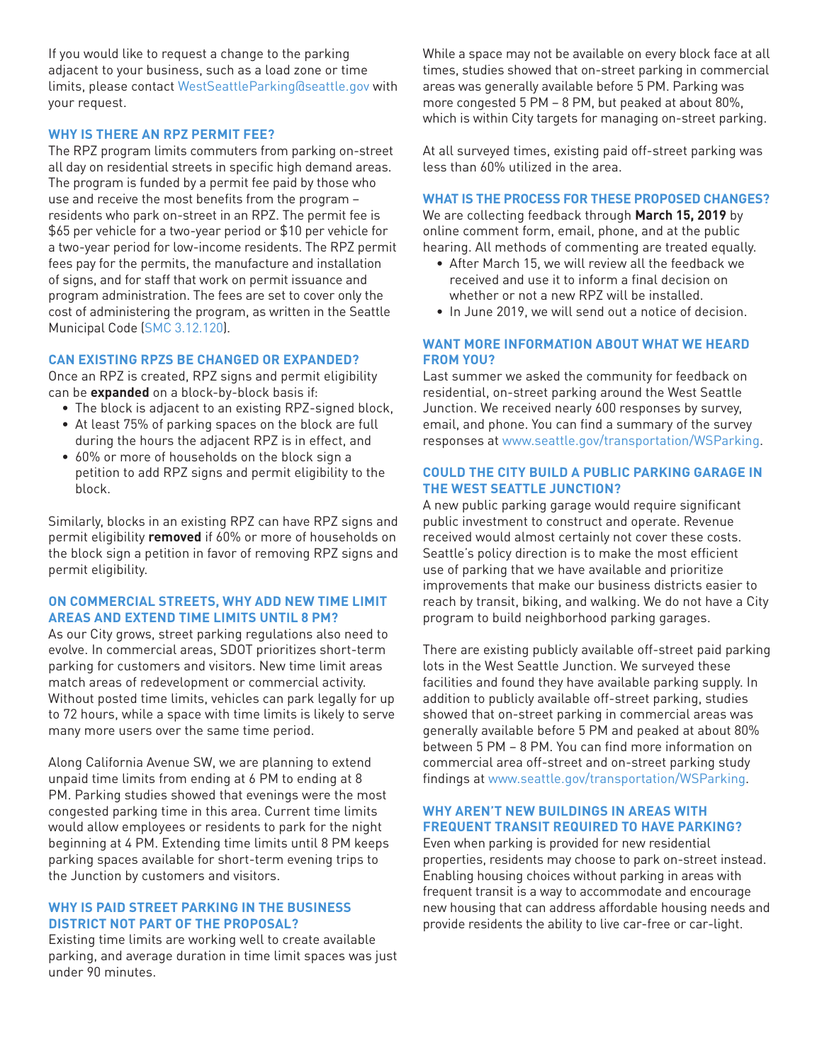If you would like to request a change to the parking adjacent to your business, such as a load zone or time limits, please contact WestSeattleParking@seattle.gov with your request.

### WHY IS THERE AN RPZ PERMIT FEE?

The RPZ program limits commuters from parking on-street all day on residential streets in specific high demand areas. The program is funded by a permit fee paid by those who use and receive the most benefits from the program – residents who park on-street in an RPZ. The permit fee is $65 per vehicle for a two-year period or $10 per vehicle for a two-year period for low-income residents. The RPZ permit fees pay for the permits, the manufacture and installation of signs, and for staff that work on permit issuance and program administration. The fees are set to cover only the cost of administering the program, as written in the Seattle Municipal Code (SMC 3.12.120).

### CAN EXISTING RPZS BE CHANGED OR EXPANDED?

Once an RPZ is created, RPZ signs and permit eligibility can be **expanded** on a block-by-block basis if:

- The block is adjacent to an existing RPZ-signed block,
- At least 75% of parking spaces on the block are full during the hours the adjacent RPZ is in effect, and
- 60% or more of households on the block sign a petition to add RPZ signs and permit eligibility to the block.

Similarly, blocks in an existing RPZ can have RPZ signs and permit eligibility **removed** if 60% or more of households on the block sign a petition in favor of removing RPZ signs and permit eligibility.

### ON COMMERCIAL STREETS, WHY ADD NEW TIME LIMIT AREAS AND EXTEND TIME LIMITS UNTIL 8 PM?

As our City grows, street parking regulations also need to evolve. In commercial areas, SDOT prioritizes short-term parking for customers and visitors. New time limit areas match areas of redevelopment or commercial activity. Without posted time limits, vehicles can park legally for up to 72 hours, while a space with time limits is likely to serve many more users over the same time period.

Along California Avenue SW, we are planning to extend unpaid time limits from ending at 6 PM to ending at 8 PM. Parking studies showed that evenings were the most congested parking time in this area. Current time limits would allow employees or residents to park for the night beginning at 4 PM. Extending time limits until 8 PM keeps parking spaces available for short-term evening trips to the Junction by customers and visitors.

### WHY IS PAID STREET PARKING IN THE BUSINESS DISTRICT NOT PART OF THE PROPOSAL?

Existing time limits are working well to create available parking, and average duration in time limit spaces was just under 90 minutes.

While a space may not be available on every block face at all times, studies showed that on-street parking in commercial areas was generally available before 5 PM. Parking was more congested 5 PM – 8 PM, but peaked at about 80%, which is within City targets for managing on-street parking.

At all surveyed times, existing paid off-street parking was less than 60% utilized in the area.

### WHAT IS THE PROCESS FOR THESE PROPOSED CHANGES?

We are collecting feedback through **March 15, 2019** by online comment form, email, phone, and at the public hearing. All methods of commenting are treated equally.

- After March 15, we will review all the feedback we received and use it to inform a final decision on whether or not a new RPZ will be installed.
- In June 2019, we will send out a notice of decision.

### WANT MORE INFORMATION ABOUT WHAT WE HEARD FROM YOU?

Last summer we asked the community for feedback on residential, on-street parking around the West Seattle Junction. We received nearly 600 responses by survey, email, and phone. You can find a summary of the survey responses at www.seattle.gov/transportation/WSParking.

### COULD THE CITY BUILD A PUBLIC PARKING GARAGE IN THE WEST SEATTLE JUNCTION?

A new public parking garage would require significant public investment to construct and operate. Revenue received would almost certainly not cover these costs. Seattle's policy direction is to make the most efficient use of parking that we have available and prioritize improvements that make our business districts easier to reach by transit, biking, and walking. We do not have a City program to build neighborhood parking garages.

There are existing publicly available off-street paid parking lots in the West Seattle Junction. We surveyed these facilities and found they have available parking supply. In addition to publicly available off-street parking, studies showed that on-street parking in commercial areas was generally available before 5 PM and peaked at about 80% between 5 PM – 8 PM. You can find more information on commercial area off-street and on-street parking study findings at www.seattle.gov/transportation/WSParking.

### WHY AREN'T NEW BUILDINGS IN AREAS WITH FREQUENT TRANSIT REQUIRED TO HAVE PARKING?

Even when parking is provided for new residential properties, residents may choose to park on-street instead. Enabling housing choices without parking in areas with frequent transit is a way to accommodate and encourage new housing that can address affordable housing needs and provide residents the ability to live car-free or car-light.